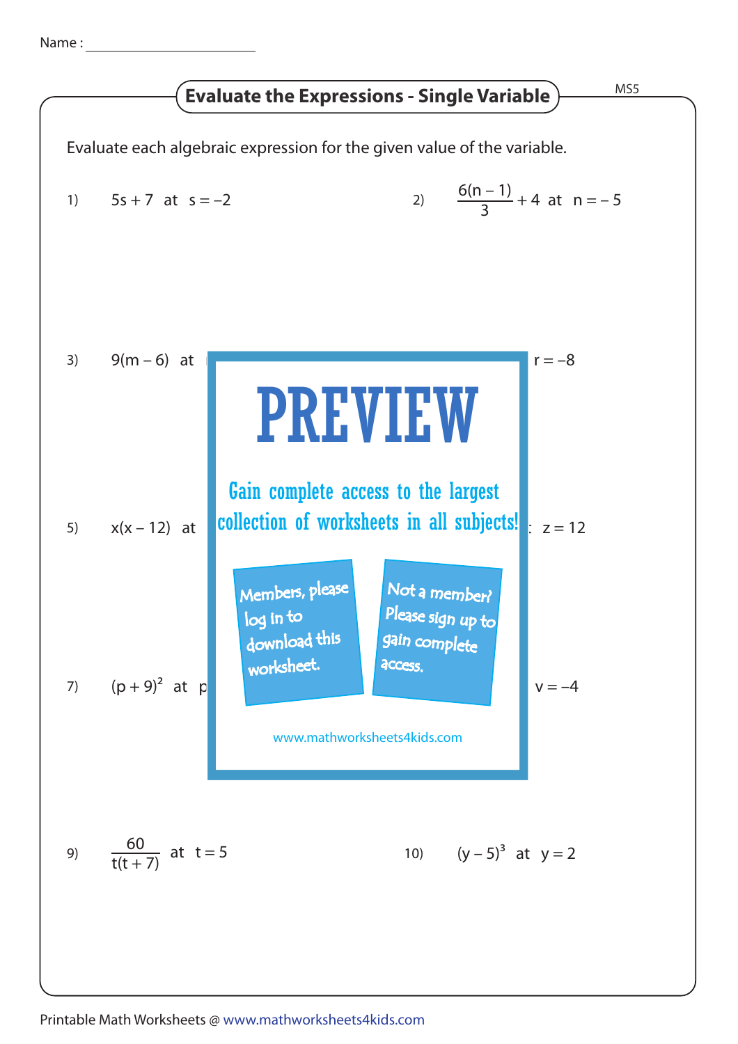Name : ______________________

# Evaluate the Expressions - Single Variable

MS5

Evaluate each algebraic expression for the given value of the variable.

1) $5s + 7$ at $s = -2$

2) $\dfrac{6(n-1)}{3} + 4$ at $n = -5$

3) $9(m - 6)$ at

r = –8

# PREVIEW

Gain complete access to the largest collection of worksheets in all subjects!

Members, please log in to download this worksheet.

Not a member? Please sign up to gain complete access.

www.mathworksheets4kids.com

5) $x(x - 12)$ at

z = 12

7) $(p + 9)^2$ at p

v = –4

9) $\dfrac{60}{t(t+7)}$ at $t = 5$

10) $(y - 5)^3$ at $y = 2$

Printable Math Worksheets @ www.mathworksheets4kids.com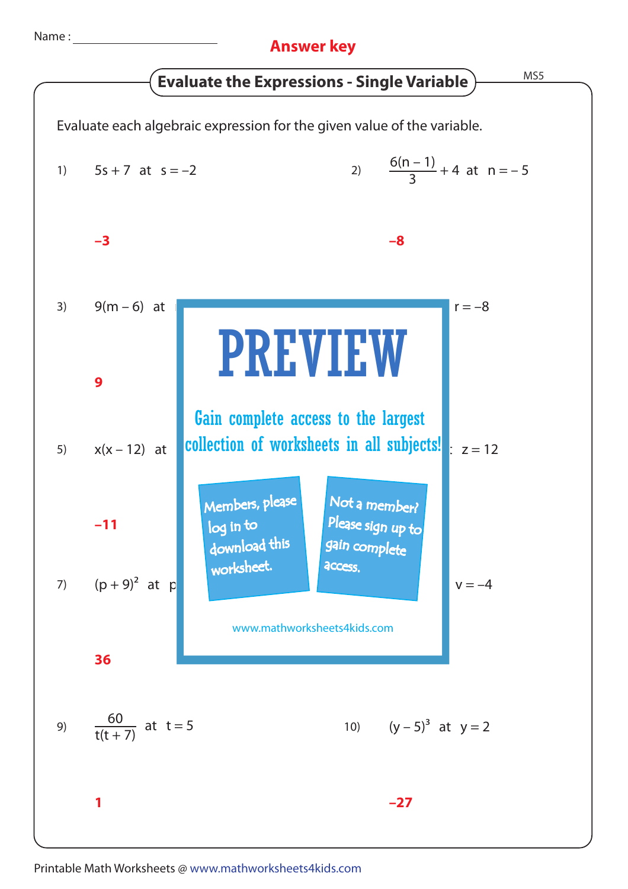Name : ______________________

**Answer key**

# Evaluate the Expressions - Single Variable

MS5

Evaluate each algebraic expression for the given value of the variable.

1) $5s + 7$ at $s = -2$

**−3**

2) $\frac{6(n-1)}{3} + 4$ at $n = -5$

**−8**

3) $9(m - 6)$ at

**9**

r = −8

5) $x(x - 12)$ at

**−11**

z = 12

7) $(p + 9)^2$ at p

**36**

v = −4

PREVIEW

Gain complete access to the largest collection of worksheets in all subjects!

Members, please log in to download this worksheet.

Not a member? Please sign up to gain complete access.

www.mathworksheets4kids.com

9) $\frac{60}{t(t+7)}$ at $t = 5$

**1**

10) $(y - 5)^3$ at $y = 2$

**−27**

Printable Math Worksheets @ www.mathworksheets4kids.com